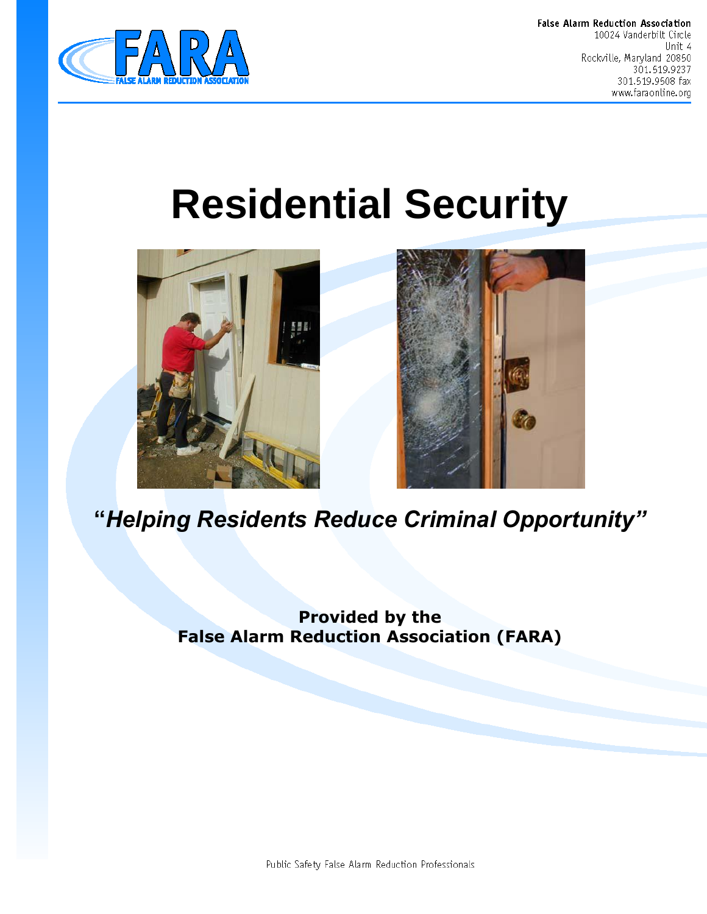FARA
FALSE ALARM REDUCTION ASSOCIATION

False Alarm Reduction Association
10024 Vanderbilt Circle
Unit 4
Rockville, Maryland 20850
301.519.9237
301.519.9508 fax
www.faraonline.org

# Residential Security

***"Helping Residents Reduce Criminal Opportunity"***

**Provided by the**
**False Alarm Reduction Association (FARA)**

Public Safety False Alarm Reduction Professionals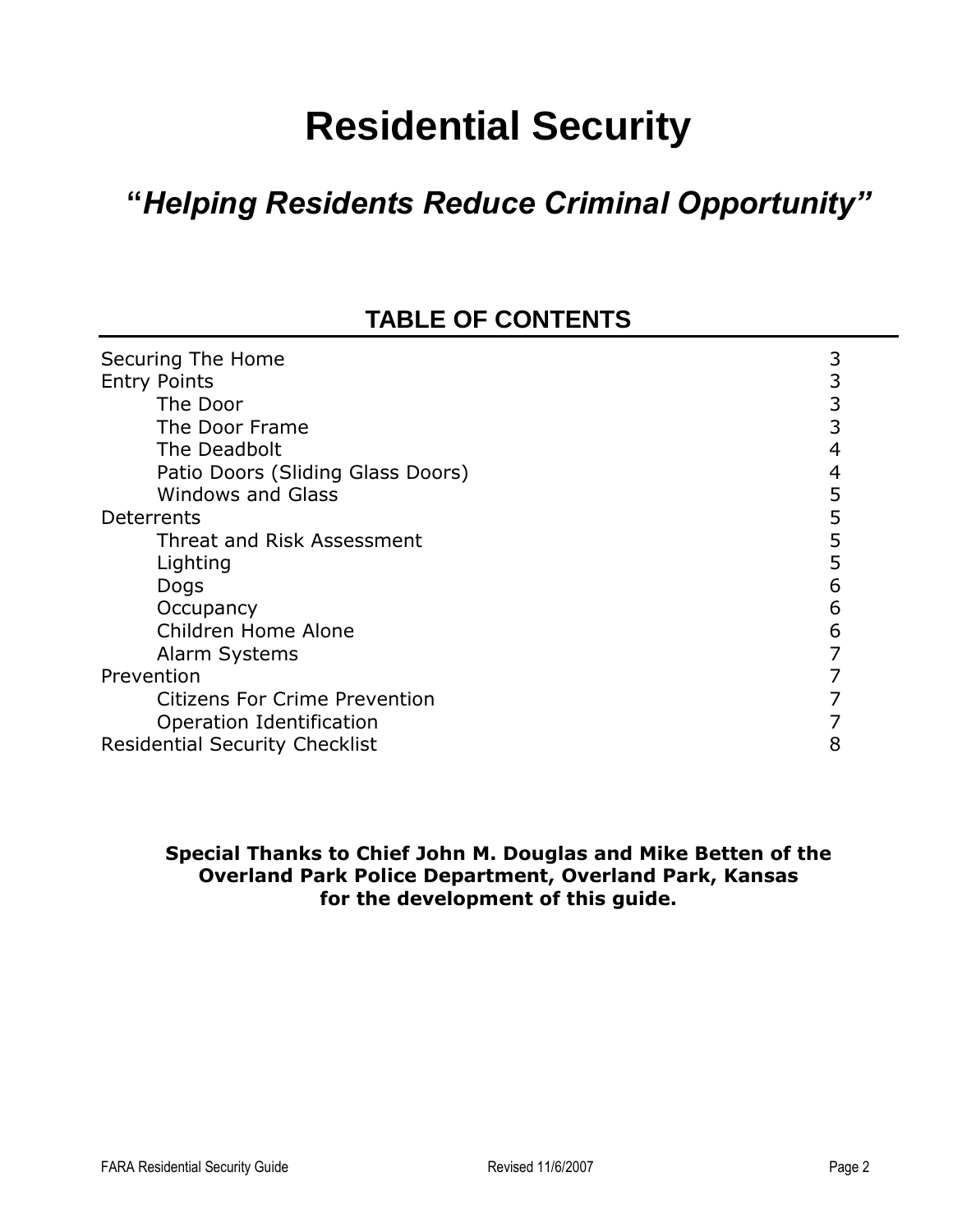# Residential Security

## *"Helping Residents Reduce Criminal Opportunity"*

### TABLE OF CONTENTS

| | |
|---|---|
| Securing The Home | 3 |
| Entry Points | 3 |
| &nbsp;&nbsp;&nbsp;&nbsp;The Door | 3 |
| &nbsp;&nbsp;&nbsp;&nbsp;The Door Frame | 3 |
| &nbsp;&nbsp;&nbsp;&nbsp;The Deadbolt | 4 |
| &nbsp;&nbsp;&nbsp;&nbsp;Patio Doors (Sliding Glass Doors) | 4 |
| &nbsp;&nbsp;&nbsp;&nbsp;Windows and Glass | 5 |
| Deterrents | 5 |
| &nbsp;&nbsp;&nbsp;&nbsp;Threat and Risk Assessment | 5 |
| &nbsp;&nbsp;&nbsp;&nbsp;Lighting | 5 |
| &nbsp;&nbsp;&nbsp;&nbsp;Dogs | 6 |
| &nbsp;&nbsp;&nbsp;&nbsp;Occupancy | 6 |
| &nbsp;&nbsp;&nbsp;&nbsp;Children Home Alone | 6 |
| &nbsp;&nbsp;&nbsp;&nbsp;Alarm Systems | 7 |
| Prevention | 7 |
| &nbsp;&nbsp;&nbsp;&nbsp;Citizens For Crime Prevention | 7 |
| &nbsp;&nbsp;&nbsp;&nbsp;Operation Identification | 7 |
| Residential Security Checklist | 8 |

**Special Thanks to Chief John M. Douglas and Mike Betten of the Overland Park Police Department, Overland Park, Kansas for the development of this guide.**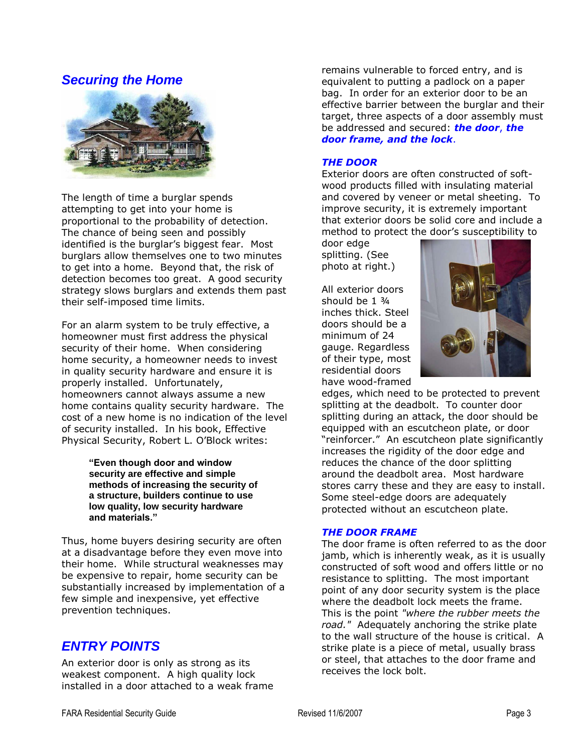## *Securing the Home*

The length of time a burglar spends attempting to get into your home is proportional to the probability of detection. The chance of being seen and possibly identified is the burglar's biggest fear. Most burglars allow themselves one to two minutes to get into a home. Beyond that, the risk of detection becomes too great. A good security strategy slows burglars and extends them past their self-imposed time limits.

For an alarm system to be truly effective, a homeowner must first address the physical security of their home. When considering home security, a homeowner needs to invest in quality security hardware and ensure it is properly installed. Unfortunately, homeowners cannot always assume a new home contains quality security hardware. The cost of a new home is no indication of the level of security installed. In his book, Effective Physical Security, Robert L. O'Block writes:

> **"Even though door and window security are effective and simple methods of increasing the security of a structure, builders continue to use low quality, low security hardware and materials."**

Thus, home buyers desiring security are often at a disadvantage before they even move into their home. While structural weaknesses may be expensive to repair, home security can be substantially increased by implementation of a few simple and inexpensive, yet effective prevention techniques.

## *ENTRY POINTS*

An exterior door is only as strong as its weakest component. A high quality lock installed in a door attached to a weak frame remains vulnerable to forced entry, and is equivalent to putting a padlock on a paper bag. In order for an exterior door to be an effective barrier between the burglar and their target, three aspects of a door assembly must be addressed and secured: ***the door*, *the door frame, and the lock***.

### *THE DOOR*

Exterior doors are often constructed of soft-wood products filled with insulating material and covered by veneer or metal sheeting. To improve security, it is extremely important that exterior doors be solid core and include a method to protect the door's susceptibility to door edge splitting. (See photo at right.)

All exterior doors should be 1 ¾ inches thick. Steel doors should be a minimum of 24 gauge. Regardless of their type, most residential doors have wood-framed edges, which need to be protected to prevent splitting at the deadbolt. To counter door splitting during an attack, the door should be equipped with an escutcheon plate, or door "reinforcer." An escutcheon plate significantly increases the rigidity of the door edge and reduces the chance of the door splitting around the deadbolt area. Most hardware stores carry these and they are easy to install. Some steel-edge doors are adequately protected without an escutcheon plate.

### *THE DOOR FRAME*

The door frame is often referred to as the door jamb, which is inherently weak, as it is usually constructed of soft wood and offers little or no resistance to splitting. The most important point of any door security system is the place where the deadbolt lock meets the frame. This is the point *"where the rubber meets the road."* Adequately anchoring the strike plate to the wall structure of the house is critical. A strike plate is a piece of metal, usually brass or steel, that attaches to the door frame and receives the lock bolt.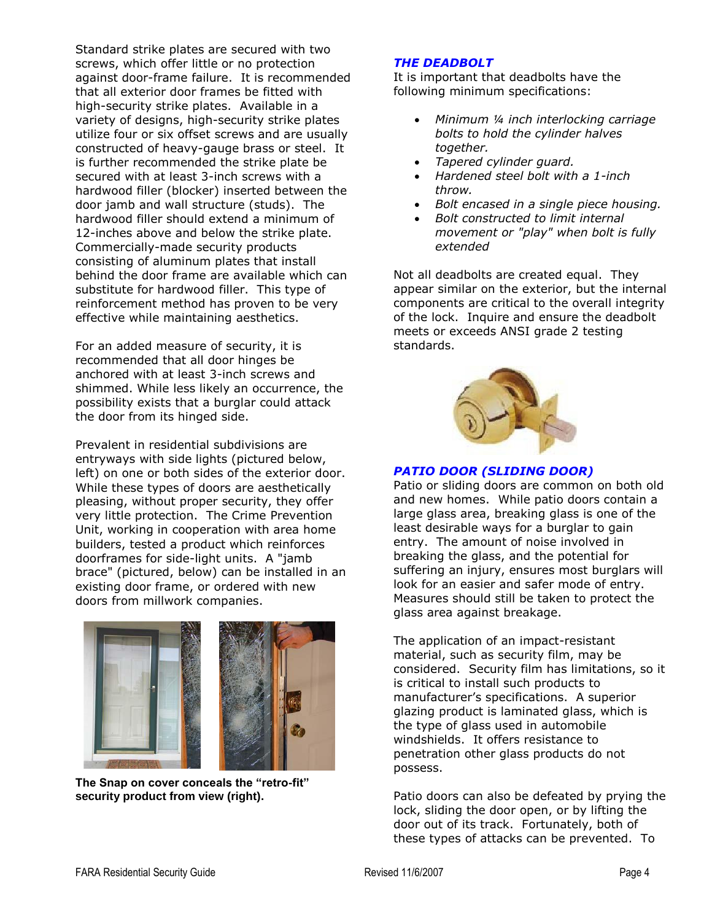Standard strike plates are secured with two screws, which offer little or no protection against door-frame failure. It is recommended that all exterior door frames be fitted with high-security strike plates. Available in a variety of designs, high-security strike plates utilize four or six offset screws and are usually constructed of heavy-gauge brass or steel. It is further recommended the strike plate be secured with at least 3-inch screws with a hardwood filler (blocker) inserted between the door jamb and wall structure (studs). The hardwood filler should extend a minimum of 12-inches above and below the strike plate. Commercially-made security products consisting of aluminum plates that install behind the door frame are available which can substitute for hardwood filler. This type of reinforcement method has proven to be very effective while maintaining aesthetics.

For an added measure of security, it is recommended that all door hinges be anchored with at least 3-inch screws and shimmed. While less likely an occurrence, the possibility exists that a burglar could attack the door from its hinged side.

Prevalent in residential subdivisions are entryways with side lights (pictured below, left) on one or both sides of the exterior door. While these types of doors are aesthetically pleasing, without proper security, they offer very little protection. The Crime Prevention Unit, working in cooperation with area home builders, tested a product which reinforces doorframes for side-light units. A "jamb brace" (pictured, below) can be installed in an existing door frame, or ordered with new doors from millwork companies.

**The Snap on cover conceals the "retro-fit" security product from view (right).**

### *THE DEADBOLT*

It is important that deadbolts have the following minimum specifications:

- *Minimum ¼ inch interlocking carriage bolts to hold the cylinder halves together.*
- *Tapered cylinder guard.*
- *Hardened steel bolt with a 1-inch throw.*
- *Bolt encased in a single piece housing.*
- *Bolt constructed to limit internal movement or "play" when bolt is fully extended*

Not all deadbolts are created equal. They appear similar on the exterior, but the internal components are critical to the overall integrity of the lock. Inquire and ensure the deadbolt meets or exceeds ANSI grade 2 testing standards.

### *PATIO DOOR (SLIDING DOOR)*

Patio or sliding doors are common on both old and new homes. While patio doors contain a large glass area, breaking glass is one of the least desirable ways for a burglar to gain entry. The amount of noise involved in breaking the glass, and the potential for suffering an injury, ensures most burglars will look for an easier and safer mode of entry. Measures should still be taken to protect the glass area against breakage.

The application of an impact-resistant material, such as security film, may be considered. Security film has limitations, so it is critical to install such products to manufacturer's specifications. A superior glazing product is laminated glass, which is the type of glass used in automobile windshields. It offers resistance to penetration other glass products do not possess.

Patio doors can also be defeated by prying the lock, sliding the door open, or by lifting the door out of its track. Fortunately, both of these types of attacks can be prevented. To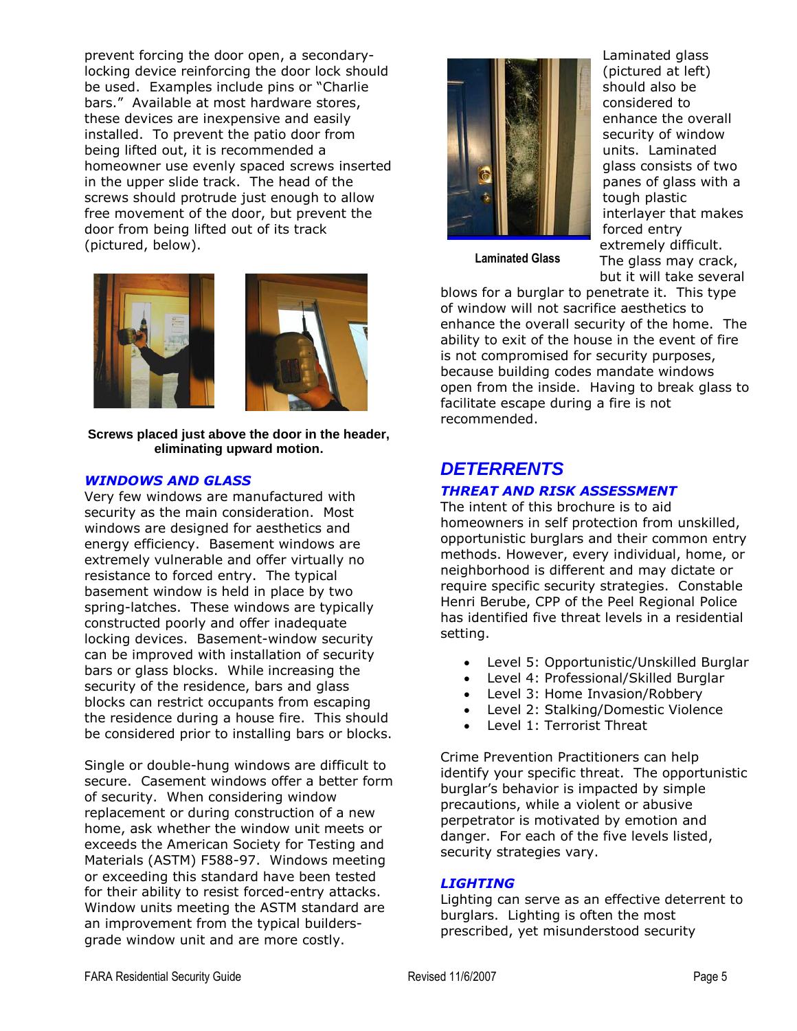prevent forcing the door open, a secondary-locking device reinforcing the door lock should be used. Examples include pins or "Charlie bars." Available at most hardware stores, these devices are inexpensive and easily installed. To prevent the patio door from being lifted out, it is recommended a homeowner use evenly spaced screws inserted in the upper slide track. The head of the screws should protrude just enough to allow free movement of the door, but prevent the door from being lifted out of its track (pictured, below).

**Screws placed just above the door in the header, eliminating upward motion.**

### *WINDOWS AND GLASS*

Very few windows are manufactured with security as the main consideration. Most windows are designed for aesthetics and energy efficiency. Basement windows are extremely vulnerable and offer virtually no resistance to forced entry. The typical basement window is held in place by two spring-latches. These windows are typically constructed poorly and offer inadequate locking devices. Basement-window security can be improved with installation of security bars or glass blocks. While increasing the security of the residence, bars and glass blocks can restrict occupants from escaping the residence during a house fire. This should be considered prior to installing bars or blocks.

Single or double-hung windows are difficult to secure. Casement windows offer a better form of security. When considering window replacement or during construction of a new home, ask whether the window unit meets or exceeds the American Society for Testing and Materials (ASTM) F588-97. Windows meeting or exceeding this standard have been tested for their ability to resist forced-entry attacks. Window units meeting the ASTM standard are an improvement from the typical builders-grade window unit and are more costly.

**Laminated Glass**

Laminated glass (pictured at left) should also be considered to enhance the overall security of window units. Laminated glass consists of two panes of glass with a tough plastic interlayer that makes forced entry extremely difficult. The glass may crack, but it will take several blows for a burglar to penetrate it. This type of window will not sacrifice aesthetics to enhance the overall security of the home. The ability to exit of the house in the event of fire is not compromised for security purposes, because building codes mandate windows open from the inside. Having to break glass to facilitate escape during a fire is not recommended.

## *DETERRENTS*

### *THREAT AND RISK ASSESSMENT*

The intent of this brochure is to aid homeowners in self protection from unskilled, opportunistic burglars and their common entry methods. However, every individual, home, or neighborhood is different and may dictate or require specific security strategies. Constable Henri Berube, CPP of the Peel Regional Police has identified five threat levels in a residential setting.

- Level 5: Opportunistic/Unskilled Burglar
- Level 4: Professional/Skilled Burglar
- Level 3: Home Invasion/Robbery
- Level 2: Stalking/Domestic Violence
- Level 1: Terrorist Threat

Crime Prevention Practitioners can help identify your specific threat. The opportunistic burglar's behavior is impacted by simple precautions, while a violent or abusive perpetrator is motivated by emotion and danger. For each of the five levels listed, security strategies vary.

### *LIGHTING*

Lighting can serve as an effective deterrent to burglars. Lighting is often the most prescribed, yet misunderstood security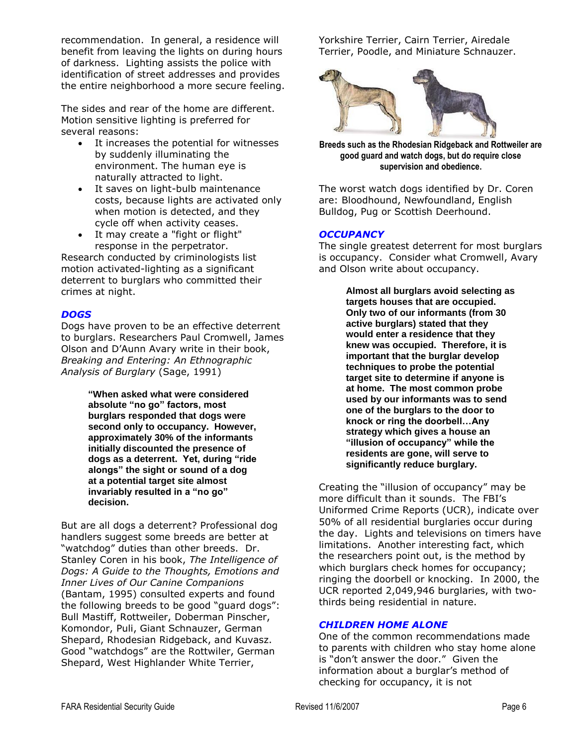recommendation. In general, a residence will benefit from leaving the lights on during hours of darkness. Lighting assists the police with identification of street addresses and provides the entire neighborhood a more secure feeling.

The sides and rear of the home are different. Motion sensitive lighting is preferred for several reasons:

- It increases the potential for witnesses by suddenly illuminating the environment. The human eye is naturally attracted to light.
- It saves on light-bulb maintenance costs, because lights are activated only when motion is detected, and they cycle off when activity ceases.
- It may create a "fight or flight" response in the perpetrator.

Research conducted by criminologists list motion activated-lighting as a significant deterrent to burglars who committed their crimes at night.

### *DOGS*

Dogs have proven to be an effective deterrent to burglars. Researchers Paul Cromwell, James Olson and D'Aunn Avary write in their book, *Breaking and Entering: An Ethnographic Analysis of Burglary* (Sage, 1991)

> **"When asked what were considered absolute "no go" factors, most burglars responded that dogs were second only to occupancy. However, approximately 30% of the informants initially discounted the presence of dogs as a deterrent. Yet, during "ride alongs" the sight or sound of a dog at a potential target site almost invariably resulted in a "no go" decision.**

But are all dogs a deterrent? Professional dog handlers suggest some breeds are better at "watchdog" duties than other breeds. Dr. Stanley Coren in his book, *The Intelligence of Dogs: A Guide to the Thoughts, Emotions and Inner Lives of Our Canine Companions* (Bantam, 1995) consulted experts and found the following breeds to be good "guard dogs": Bull Mastiff, Rottweiler, Doberman Pinscher, Komondor, Puli, Giant Schnauzer, German Shepard, Rhodesian Ridgeback, and Kuvasz. Good "watchdogs" are the Rottwiler, German Shepard, West Highlander White Terrier, Yorkshire Terrier, Cairn Terrier, Airedale Terrier, Poodle, and Miniature Schnauzer.

**Breeds such as the Rhodesian Ridgeback and Rottweiler are good guard and watch dogs, but do require close supervision and obedience.**

The worst watch dogs identified by Dr. Coren are: Bloodhound, Newfoundland, English Bulldog, Pug or Scottish Deerhound.

### *OCCUPANCY*

The single greatest deterrent for most burglars is occupancy. Consider what Cromwell, Avary and Olson write about occupancy.

> **Almost all burglars avoid selecting as targets houses that are occupied. Only two of our informants (from 30 active burglars) stated that they would enter a residence that they knew was occupied. Therefore, it is important that the burglar develop techniques to probe the potential target site to determine if anyone is at home. The most common probe used by our informants was to send one of the burglars to the door to knock or ring the doorbell…Any strategy which gives a house an "illusion of occupancy" while the residents are gone, will serve to significantly reduce burglary.**

Creating the "illusion of occupancy" may be more difficult than it sounds. The FBI's Uniformed Crime Reports (UCR), indicate over 50% of all residential burglaries occur during the day. Lights and televisions on timers have limitations. Another interesting fact, which the researchers point out, is the method by which burglars check homes for occupancy; ringing the doorbell or knocking. In 2000, the UCR reported 2,049,946 burglaries, with two-thirds being residential in nature.

### *CHILDREN HOME ALONE*

One of the common recommendations made to parents with children who stay home alone is "don't answer the door." Given the information about a burglar's method of checking for occupancy, it is not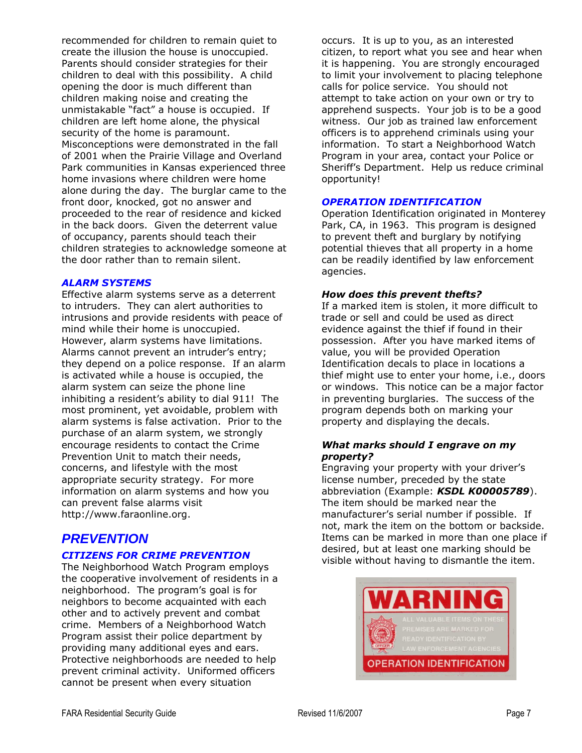recommended for children to remain quiet to create the illusion the house is unoccupied. Parents should consider strategies for their children to deal with this possibility. A child opening the door is much different than children making noise and creating the unmistakable "fact" a house is occupied. If children are left home alone, the physical security of the home is paramount. Misconceptions were demonstrated in the fall of 2001 when the Prairie Village and Overland Park communities in Kansas experienced three home invasions where children were home alone during the day. The burglar came to the front door, knocked, got no answer and proceeded to the rear of residence and kicked in the back doors. Given the deterrent value of occupancy, parents should teach their children strategies to acknowledge someone at the door rather than to remain silent.

### ALARM SYSTEMS

Effective alarm systems serve as a deterrent to intruders. They can alert authorities to intrusions and provide residents with peace of mind while their home is unoccupied. However, alarm systems have limitations. Alarms cannot prevent an intruder's entry; they depend on a police response. If an alarm is activated while a house is occupied, the alarm system can seize the phone line inhibiting a resident's ability to dial 911! The most prominent, yet avoidable, problem with alarm systems is false activation. Prior to the purchase of an alarm system, we strongly encourage residents to contact the Crime Prevention Unit to match their needs, concerns, and lifestyle with the most appropriate security strategy. For more information on alarm systems and how you can prevent false alarms visit http://www.faraonline.org.

## PREVENTION

### CITIZENS FOR CRIME PREVENTION

The Neighborhood Watch Program employs the cooperative involvement of residents in a neighborhood. The program's goal is for neighbors to become acquainted with each other and to actively prevent and combat crime. Members of a Neighborhood Watch Program assist their police department by providing many additional eyes and ears. Protective neighborhoods are needed to help prevent criminal activity. Uniformed officers cannot be present when every situation occurs. It is up to you, as an interested citizen, to report what you see and hear when it is happening. You are strongly encouraged to limit your involvement to placing telephone calls for police service. You should not attempt to take action on your own or try to apprehend suspects. Your job is to be a good witness. Our job as trained law enforcement officers is to apprehend criminals using your information. To start a Neighborhood Watch Program in your area, contact your Police or Sheriff's Department. Help us reduce criminal opportunity!

### OPERATION IDENTIFICATION

Operation Identification originated in Monterey Park, CA, in 1963. This program is designed to prevent theft and burglary by notifying potential thieves that all property in a home can be readily identified by law enforcement agencies.

#### *How does this prevent thefts?*

If a marked item is stolen, it more difficult to trade or sell and could be used as direct evidence against the thief if found in their possession. After you have marked items of value, you will be provided Operation Identification decals to place in locations a thief might use to enter your home, i.e., doors or windows. This notice can be a major factor in preventing burglaries. The success of the program depends both on marking your property and displaying the decals.

#### *What marks should I engrave on my property?*

Engraving your property with your driver's license number, preceded by the state abbreviation (Example: ***KSDL K00005789***). The item should be marked near the manufacturer's serial number if possible. If not, mark the item on the bottom or backside. Items can be marked in more than one place if desired, but at least one marking should be visible without having to dismantle the item.

WARNING

ALL VALUABLE ITEMS ON THESE PREMISES ARE MARKED FOR READY IDENTIFICATION BY LAW ENFORCEMENT AGENCIES

OPERATION IDENTIFICATION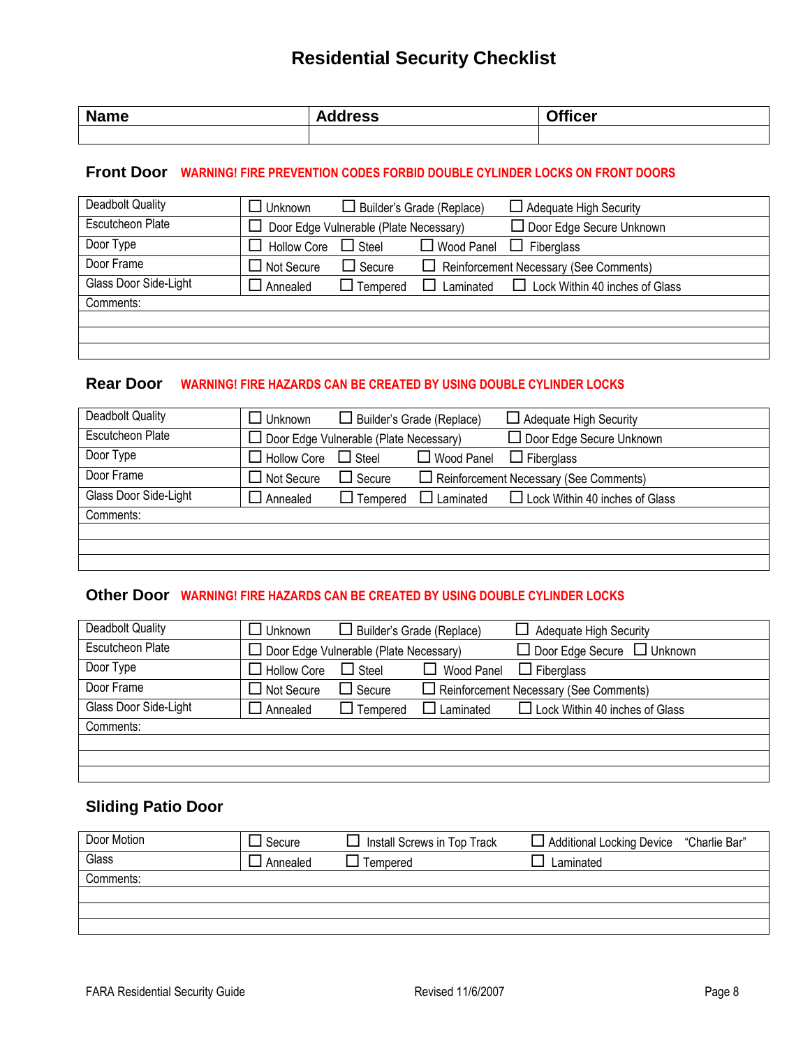# Residential Security Checklist

| Name | Address | Officer |
|---|---|---|
| | | |

## Front Door

**WARNING! FIRE PREVENTION CODES FORBID DOUBLE CYLINDER LOCKS ON FRONT DOORS**

| | |
|---|---|
| Deadbolt Quality | ☐ Unknown ☐ Builder's Grade (Replace) ☐ Adequate High Security |
| Escutcheon Plate | ☐ Door Edge Vulnerable (Plate Necessary) ☐ Door Edge Secure Unknown |
| Door Type | ☐ Hollow Core ☐ Steel ☐ Wood Panel ☐ Fiberglass |
| Door Frame | ☐ Not Secure ☐ Secure ☐ Reinforcement Necessary (See Comments) |
| Glass Door Side-Light | ☐ Annealed ☐ Tempered ☐ Laminated ☐ Lock Within 40 inches of Glass |
| Comments: | |
| | |
| | |
| | |

## Rear Door

**WARNING! FIRE HAZARDS CAN BE CREATED BY USING DOUBLE CYLINDER LOCKS**

| | |
|---|---|
| Deadbolt Quality | ☐ Unknown ☐ Builder's Grade (Replace) ☐ Adequate High Security |
| Escutcheon Plate | ☐ Door Edge Vulnerable (Plate Necessary) ☐ Door Edge Secure Unknown |
| Door Type | ☐ Hollow Core ☐ Steel ☐ Wood Panel ☐ Fiberglass |
| Door Frame | ☐ Not Secure ☐ Secure ☐ Reinforcement Necessary (See Comments) |
| Glass Door Side-Light | ☐ Annealed ☐ Tempered ☐ Laminated ☐ Lock Within 40 inches of Glass |
| Comments: | |
| | |
| | |
| | |

## Other Door

**WARNING! FIRE HAZARDS CAN BE CREATED BY USING DOUBLE CYLINDER LOCKS**

| | |
|---|---|
| Deadbolt Quality | ☐ Unknown ☐ Builder's Grade (Replace) ☐ Adequate High Security |
| Escutcheon Plate | ☐ Door Edge Vulnerable (Plate Necessary) ☐ Door Edge Secure ☐ Unknown |
| Door Type | ☐ Hollow Core ☐ Steel ☐ Wood Panel ☐ Fiberglass |
| Door Frame | ☐ Not Secure ☐ Secure ☐ Reinforcement Necessary (See Comments) |
| Glass Door Side-Light | ☐ Annealed ☐ Tempered ☐ Laminated ☐ Lock Within 40 inches of Glass |
| Comments: | |
| | |
| | |
| | |

## Sliding Patio Door

| | |
|---|---|
| Door Motion | ☐ Secure ☐ Install Screws in Top Track ☐ Additional Locking Device "Charlie Bar" |
| Glass | ☐ Annealed ☐ Tempered ☐ Laminated |
| Comments: | |
| | |
| | |
| | |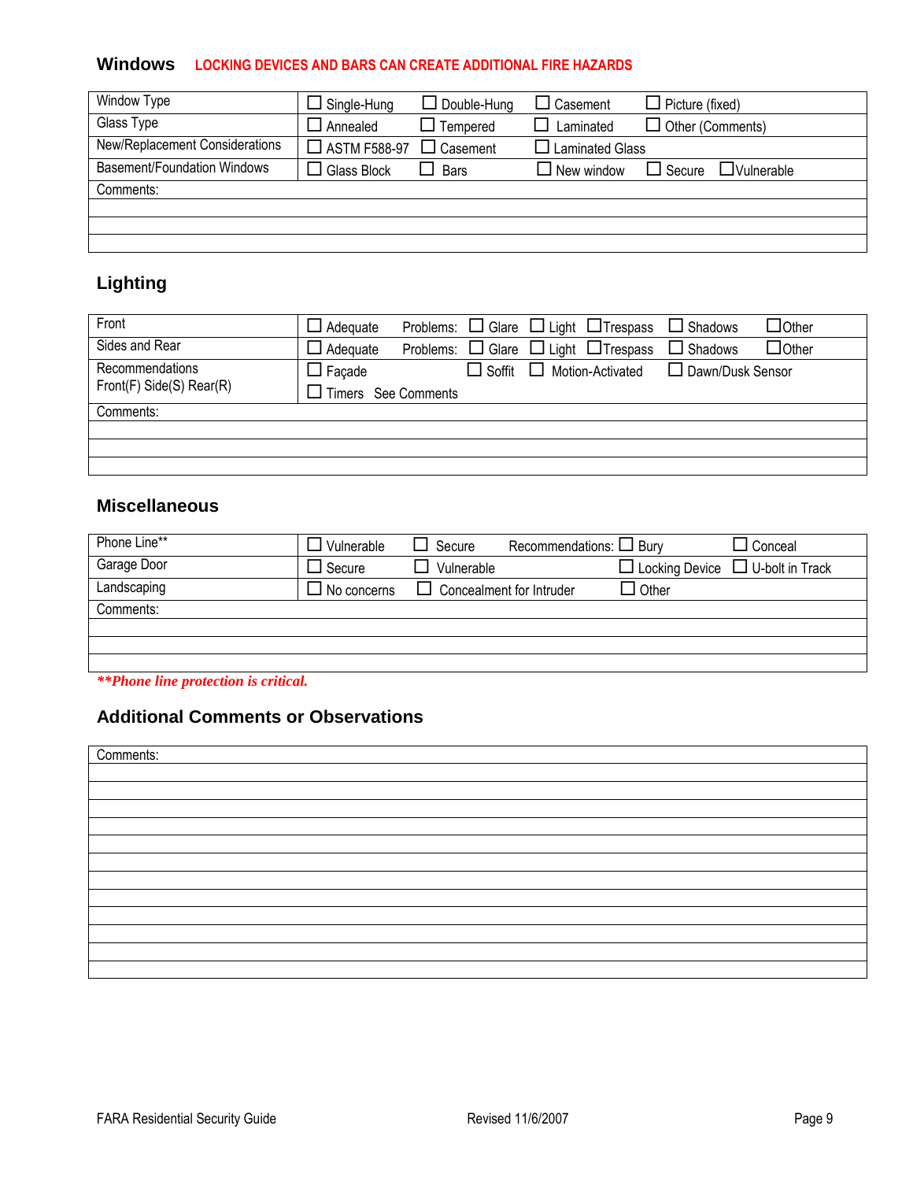## Windows LOCKING DEVICES AND BARS CAN CREATE ADDITIONAL FIRE HAZARDS

| | |
|---|---|
| Window Type | ☐ Single-Hung ☐ Double-Hung ☐ Casement ☐ Picture (fixed) |
| Glass Type | ☐ Annealed ☐ Tempered ☐ Laminated ☐ Other (Comments) |
| New/Replacement Considerations | ☐ ASTM F588-97 ☐ Casement ☐ Laminated Glass |
| Basement/Foundation Windows | ☐ Glass Block ☐ Bars ☐ New window ☐ Secure ☐ Vulnerable |
| Comments: | |
| | |
| | |
| | |

## Lighting

| | |
|---|---|
| Front | ☐ Adequate Problems: ☐ Glare ☐ Light ☐ Trespass ☐ Shadows ☐ Other |
| Sides and Rear | ☐ Adequate Problems: ☐ Glare ☐ Light ☐ Trespass ☐ Shadows ☐ Other |
| Recommendations Front(F) Side(S) Rear(R) | ☐ Façade ☐ Soffit ☐ Motion-Activated ☐ Dawn/Dusk Sensor ☐ Timers See Comments |
| Comments: | |
| | |
| | |
| | |

## Miscellaneous

| | |
|---|---|
| Phone Line** | ☐ Vulnerable ☐ Secure Recommendations: ☐ Bury ☐ Conceal |
| Garage Door | ☐ Secure ☐ Vulnerable ☐ Locking Device ☐ U-bolt in Track |
| Landscaping | ☐ No concerns ☐ Concealment for Intruder ☐ Other |
| Comments: | |
| | |
| | |
| | |

***Phone line protection is critical.***

## Additional Comments or Observations

| |
|---|
| Comments: |
| |
| |
| |
| |
| |
| |
| |
| |
| |
| |
| |